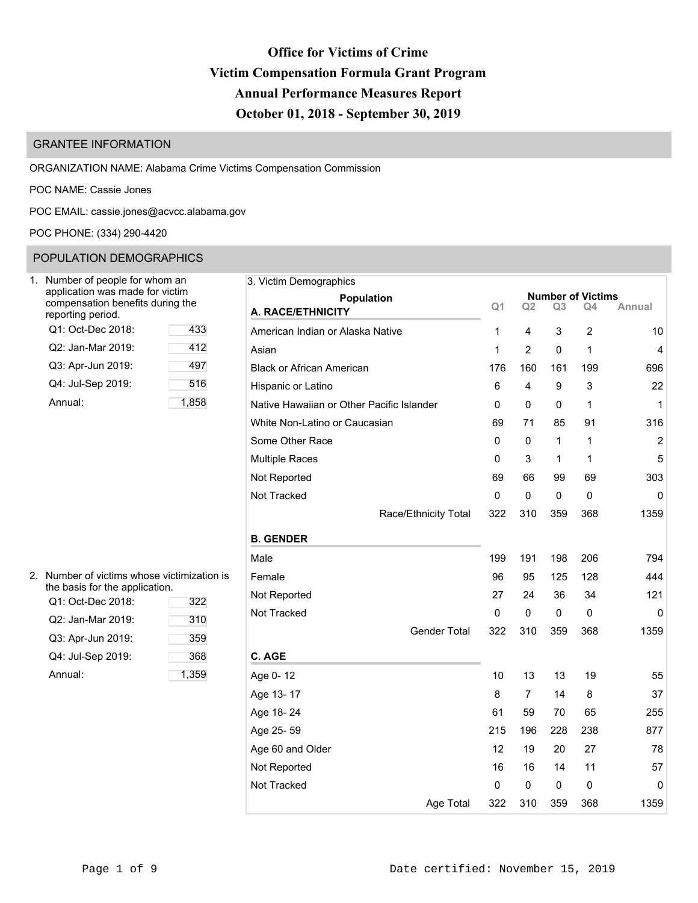# Office for Victims of Crime
# Victim Compensation Formula Grant Program
# Annual Performance Measures Report
# October 01, 2018 - September 30, 2019

## GRANTEE INFORMATION

ORGANIZATION NAME: Alabama Crime Victims Compensation Commission

POC NAME: Cassie Jones

POC EMAIL: cassie.jones@acvcc.alabama.gov

POC PHONE: (334) 290-4420

## POPULATION DEMOGRAPHICS

1. Number of people for whom an application was made for victim compensation benefits during the reporting period.

| | |
|---|---|
| Q1: Oct-Dec 2018: | 433 |
| Q2: Jan-Mar 2019: | 412 |
| Q3: Apr-Jun 2019: | 497 |
| Q4: Jul-Sep 2019: | 516 |
| Annual: | 1,858 |

2. Number of victims whose victimization is the basis for the application.

| | |
|---|---|
| Q1: Oct-Dec 2018: | 322 |
| Q2: Jan-Mar 2019: | 310 |
| Q3: Apr-Jun 2019: | 359 |
| Q4: Jul-Sep 2019: | 368 |
| Annual: | 1,359 |

3. Victim Demographics

| Population | Number of Victims | | | | |
|---|---|---|---|---|---|
| | Q1 | Q2 | Q3 | Q4 | Annual |
| **A. RACE/ETHNICITY** | | | | | |
| American Indian or Alaska Native | 1 | 4 | 3 | 2 | 10 |
| Asian | 1 | 2 | 0 | 1 | 4 |
| Black or African American | 176 | 160 | 161 | 199 | 696 |
| Hispanic or Latino | 6 | 4 | 9 | 3 | 22 |
| Native Hawaiian or Other Pacific Islander | 0 | 0 | 0 | 1 | 1 |
| White Non-Latino or Caucasian | 69 | 71 | 85 | 91 | 316 |
| Some Other Race | 0 | 0 | 1 | 1 | 2 |
| Multiple Races | 0 | 3 | 1 | 1 | 5 |
| Not Reported | 69 | 66 | 99 | 69 | 303 |
| Not Tracked | 0 | 0 | 0 | 0 | 0 |
| Race/Ethnicity Total | 322 | 310 | 359 | 368 | 1359 |
| **B. GENDER** | | | | | |
| Male | 199 | 191 | 198 | 206 | 794 |
| Female | 96 | 95 | 125 | 128 | 444 |
| Not Reported | 27 | 24 | 36 | 34 | 121 |
| Not Tracked | 0 | 0 | 0 | 0 | 0 |
| Gender Total | 322 | 310 | 359 | 368 | 1359 |
| **C. AGE** | | | | | |
| Age 0- 12 | 10 | 13 | 13 | 19 | 55 |
| Age 13- 17 | 8 | 7 | 14 | 8 | 37 |
| Age 18- 24 | 61 | 59 | 70 | 65 | 255 |
| Age 25- 59 | 215 | 196 | 228 | 238 | 877 |
| Age 60 and Older | 12 | 19 | 20 | 27 | 78 |
| Not Reported | 16 | 16 | 14 | 11 | 57 |
| Not Tracked | 0 | 0 | 0 | 0 | 0 |
| Age Total | 322 | 310 | 359 | 368 | 1359 |

Date certified: November 15, 2019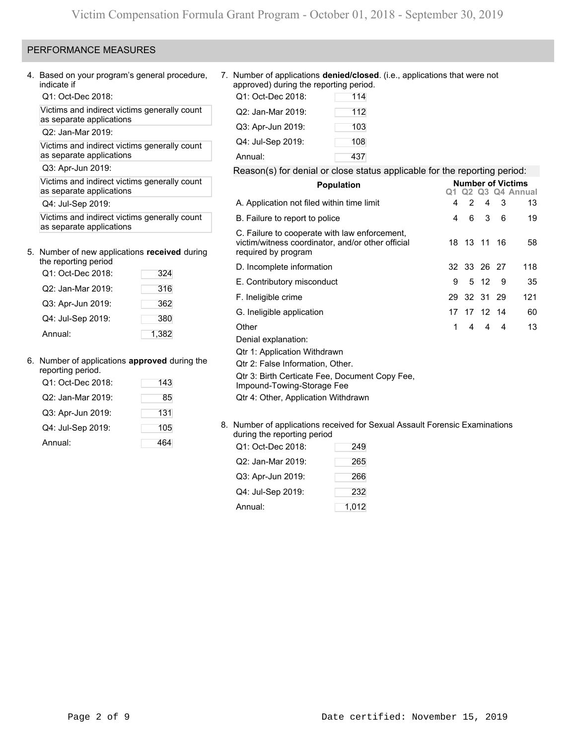## PERFORMANCE MEASURES

4. Based on your program's general procedure, indicate if

   Q1: Oct-Dec 2018:

   Victims and indirect victims generally count as separate applications

   Q2: Jan-Mar 2019:

   Victims and indirect victims generally count as separate applications

   Q3: Apr-Jun 2019:

   Victims and indirect victims generally count as separate applications

   Q4: Jul-Sep 2019:

   Victims and indirect victims generally count as separate applications

5. Number of new applications **received** during the reporting period

| | |
|---|---|
| Q1: Oct-Dec 2018: | 324 |
| Q2: Jan-Mar 2019: | 316 |
| Q3: Apr-Jun 2019: | 362 |
| Q4: Jul-Sep 2019: | 380 |
| Annual: | 1,382 |

6. Number of applications **approved** during the reporting period.

| | |
|---|---|
| Q1: Oct-Dec 2018: | 143 |
| Q2: Jan-Mar 2019: | 85 |
| Q3: Apr-Jun 2019: | 131 |
| Q4: Jul-Sep 2019: | 105 |
| Annual: | 464 |

7. Number of applications **denied/closed**. (i.e., applications that were not approved) during the reporting period.

| | |
|---|---|
| Q1: Oct-Dec 2018: | 114 |
| Q2: Jan-Mar 2019: | 112 |
| Q3: Apr-Jun 2019: | 103 |
| Q4: Jul-Sep 2019: | 108 |
| Annual: | 437 |

Reason(s) for denial or close status applicable for the reporting period:

| Population | Number of Victims | | | | |
|---|---|---|---|---|---|
| | Q1 | Q2 | Q3 | Q4 | Annual |
| A. Application not filed within time limit | 4 | 2 | 4 | 3 | 13 |
| B. Failure to report to police | 4 | 6 | 3 | 6 | 19 |
| C. Failure to cooperate with law enforcement, victim/witness coordinator, and/or other official required by program | 18 | 13 | 11 | 16 | 58 |
| D. Incomplete information | 32 | 33 | 26 | 27 | 118 |
| E. Contributory misconduct | 9 | 5 | 12 | 9 | 35 |
| F. Ineligible crime | 29 | 32 | 31 | 29 | 121 |
| G. Ineligible application | 17 | 17 | 12 | 14 | 60 |
| Other | 1 | 4 | 4 | 4 | 13 |

Denial explanation:

Qtr 1: Application Withdrawn

Qtr 2: False Information, Other.

Qtr 3: Birth Certicate Fee, Document Copy Fee, Impound-Towing-Storage Fee

Qtr 4: Other, Application Withdrawn

8. Number of applications received for Sexual Assault Forensic Examinations during the reporting period

| | |
|---|---|
| Q1: Oct-Dec 2018: | 249 |
| Q2: Jan-Mar 2019: | 265 |
| Q3: Apr-Jun 2019: | 266 |
| Q4: Jul-Sep 2019: | 232 |
| Annual: | 1,012 |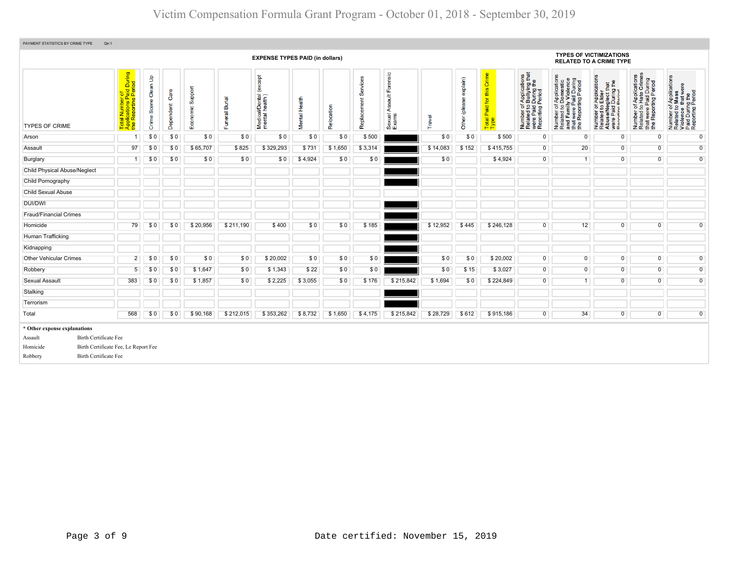# Victim Compensation Formula Grant Program - October 01, 2018 - September 30, 2019

PAYMENT STATISTICS BY CRIME TYPE Qtr:1

| TYPES OF CRIME | EXPENSE TYPES PAID (in dollars) | | | | | | | | | | | | | TYPES OF VICTIMIZATIONS RELATED TO A CRIME TYPE | | | | |
|---|---|---|---|---|---|---|---|---|---|---|---|---|---|---|---|---|---|---|
| | Total Number of Applications Paid During the Reporting Period | Crime Scene Clean Up | Dependent Care | Economic Support | Funeral Burial | Medical/Dental (except mental health) | Mental Health | Relocation | Replacement Services | Sexual Assault Forensic Exams | Travel | Other (please explain) | Total Paid for this Crime Type | Number of Applications Related to Bullying that were Paid During the Reporting Period | Number of Applications Related to Domestic and Family Violence that were Paid During the Reporting Period | Number of Applications Related to Elder Abuse/Neglect that were Paid During the Reporting Period | Number of Applications Related to Hate Crimes that were Paid During the Reporting Period | Number of Applications Related to Mass Violence that were Paid During the Reporting Period |
| Arson | 1 | $ 0 | $ 0 | $ 0 | $ 0 | $ 0 | $ 0 | $ 0 | $ 500 | | $ 0 | $ 0 | $ 500 | 0 | 0 | 0 | 0 | 0 |
| Assault | 97 | $ 0 | $ 0 | $ 65,707 | $ 825 | $ 329,293 | $ 731 | $ 1,650 | $ 3,314 | | $ 14,083 | $ 152 | $ 415,755 | 0 | 20 | 0 | 0 | 0 |
| Burglary | 1 | $ 0 | $ 0 | $ 0 | $ 0 | $ 0 | $ 4,924 | $ 0 | $ 0 | | $ 0 | | $ 4,924 | 0 | 1 | 0 | 0 | 0 |
| Child Physical Abuse/Neglect | | | | | | | | | | | | | | | | | | |
| Child Pornography | | | | | | | | | | | | | | | | | | |
| Child Sexual Abuse | | | | | | | | | | | | | | | | | | |
| DUI/DWI | | | | | | | | | | | | | | | | | | |
| Fraud/Financial Crimes | | | | | | | | | | | | | | | | | | |
| Homicide | 79 | $ 0 | $ 0 | $ 20,956 | $ 211,190 | $ 400 | $ 0 | $ 0 | $ 185 | | $ 12,952 | $ 445 | $ 246,128 | 0 | 12 | 0 | 0 | 0 |
| Human Trafficking | | | | | | | | | | | | | | | | | | |
| Kidnapping | | | | | | | | | | | | | | | | | | |
| Other Vehicular Crimes | 2 | $ 0 | $ 0 | $ 0 | $ 0 | $ 20,002 | $ 0 | $ 0 | $ 0 | | $ 0 | $ 0 | $ 20,002 | 0 | 0 | 0 | 0 | 0 |
| Robbery | 5 | $ 0 | $ 0 | $ 1,647 | $ 0 | $ 1,343 | $ 22 | $ 0 | $ 0 | | $ 0 | $ 15 | $ 3,027 | 0 | 0 | 0 | 0 | 0 |
| Sexual Assault | 383 | $ 0 | $ 0 | $ 1,857 | $ 0 | $ 2,225 | $ 3,055 | $ 0 | $ 176 | $ 215,842 | $ 1,694 | $ 0 | $ 224,849 | 0 | 1 | 0 | 0 | 0 |
| Stalking | | | | | | | | | | | | | | | | | | |
| Terrorism | | | | | | | | | | | | | | | | | | |
| Total | 568 | $ 0 | $ 0 | $ 90,168 | $ 212,015 | $ 353,262 | $ 8,732 | $ 1,650 | $ 4,175 | $ 215,842 | $ 28,729 | $ 612 | $ 915,186 | 0 | 34 | 0 | 0 | 0 |

**\* Other expense explanations**

| | |
|---|---|
| Assault | Birth Certificate Fee |
| Homicide | Birth Certificate Fee, Le Report Fee |
| Robbery | Birth Certificate Fee |

Date certified: November 15, 2019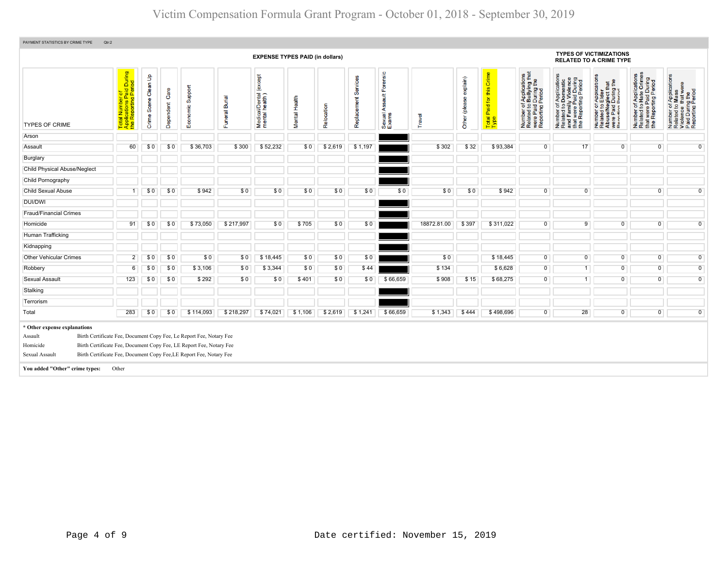# Victim Compensation Formula Grant Program - October 01, 2018 - September 30, 2019

PAYMENT STATISTICS BY CRIME TYPE Qtr:2

| TYPES OF CRIME | Total Number of Applications Paid During the Reporting Period | Crime Scene Clean Up | Dependent Care | Economic Support | Funeral Burial | Medical/Dental (except mental health) | Mental Health | Relocation | Replacement Services | Sexual Assault Forensic Exams | Travel | Other (please explain) | Total Paid for this Crime Type | Number of Applications Related to Bullying that were Paid During the Reporting Period | Number of Applications Related to Domestic and Family Violence that were Paid During the Reporting Period | Number of Applications Related to Elder Abuse/Neglect that were Paid During the Reporting Period | Number of Applications Related to Hate Crimes that were Paid During the Reporting Period | Number of Applications Related to Mass Violence that were Paid During the Reporting Period |
|---|---|---|---|---|---|---|---|---|---|---|---|---|---|---|---|---|---|---|
| | | | | | | EXPENSE TYPES PAID (in dollars) | | | | | | | | TYPES OF VICTIMIZATIONS RELATED TO A CRIME TYPE | | | | |
| Arson | | | | | | | | | | | | | | | | | | |
| Assault | 60 | $ 0 | $ 0 | $ 36,703 | $ 300 | $ 52,232 | $ 0 | $ 2,619 | $ 1,197 | | $ 302 | $ 32 | $ 93,384 | 0 | 17 | 0 | 0 | 0 |
| Burglary | | | | | | | | | | | | | | | | | | |
| Child Physical Abuse/Neglect | | | | | | | | | | | | | | | | | | |
| Child Pornography | | | | | | | | | | | | | | | | | | |
| Child Sexual Abuse | 1 | $ 0 | $ 0 | $ 942 | $ 0 | $ 0 | $ 0 | $ 0 | $ 0 | $ 0 | $ 0 | $ 0 | $ 942 | 0 | 0 | | 0 | 0 |
| DUI/DWI | | | | | | | | | | | | | | | | | | |
| Fraud/Financial Crimes | | | | | | | | | | | | | | | | | | |
| Homicide | 91 | $ 0 | $ 0 | $ 73,050 | $ 217,997 | $ 0 | $ 705 | $ 0 | $ 0 | | 18872.81.00 | $ 397 | $ 311,022 | 0 | 9 | 0 | 0 | 0 |
| Human Trafficking | | | | | | | | | | | | | | | | | | |
| Kidnapping | | | | | | | | | | | | | | | | | | |
| Other Vehicular Crimes | 2 | $ 0 | $ 0 | $ 0 | $ 0 | $ 18,445 | $ 0 | $ 0 | $ 0 | | $ 0 | | $ 18,445 | 0 | 0 | 0 | 0 | 0 |
| Robbery | 6 | $ 0 | $ 0 | $ 3,106 | $ 0 | $ 3,344 | $ 0 | $ 0 | $ 44 | | $ 134 | | $ 6,628 | 0 | 1 | 0 | 0 | 0 |
| Sexual Assault | 123 | $ 0 | $ 0 | $ 292 | $ 0 | $ 0 | $ 401 | $ 0 | $ 0 | $ 66,659 | $ 908 | $ 15 | $ 68,275 | 0 | 1 | 0 | 0 | 0 |
| Stalking | | | | | | | | | | | | | | | | | | |
| Terrorism | | | | | | | | | | | | | | | | | | |
| Total | 283 | $ 0 | $ 0 | $ 114,093 | $ 218,297 | $ 74,021 | $ 1,106 | $ 2,619 | $ 1,241 | $ 66,659 | $ 1,343 | $ 444 | $ 498,696 | 0 | 28 | 0 | 0 | 0 |

**\* Other expense explanations**

| | |
|---|---|
| Assault | Birth Certificate Fee, Document Copy Fee, Le Report Fee, Notary Fee |
| Homicide | Birth Certificate Fee, Document Copy Fee, LE Report Fee, Notary Fee |
| Sexual Assault | Birth Certificate Fee, Document Copy Fee,LE Report Fee, Notary Fee |

**You added "Other" crime types:** Other

Date certified: November 15, 2019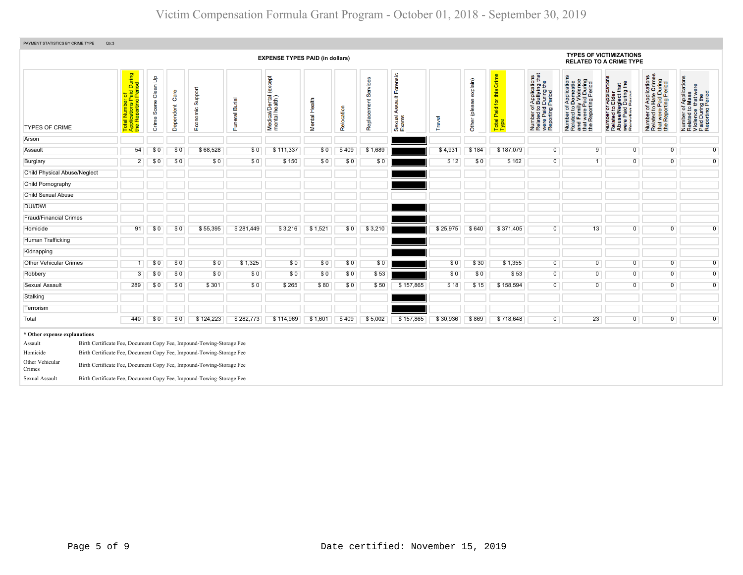# Victim Compensation Formula Grant Program - October 01, 2018 - September 30, 2019

PAYMENT STATISTICS BY CRIME TYPE Qtr:3

| | EXPENSE TYPES PAID (in dollars) | | | | | | | | | | | | | | TYPES OF VICTIMIZATIONS RELATED TO A CRIME TYPE | | | | |
|---|---|---|---|---|---|---|---|---|---|---|---|---|---|---|---|---|---|---|---|
| TYPES OF CRIME | Total Number of Applications Paid During the Reporting Period | Crime Scene Clean Up | Dependent Care | Economic Support | Funeral Burial | Medical/Dental (except mental health) | Mental Health | Relocation | Replacement Services | Sexual Assault Forensic Exams | Travel | Other (please explain) | Total Paid for this Crime Type | Number of Applications Related to Bullying that were Paid During the Reporting Period | Number of Applications Related to Domestic and Family Violence that were Paid During the Reporting Period | Number of Applications Related to Elder Abuse/Neglect that were Paid During the Reporting Period | Number of Applications Related to Hate Crimes that were Paid During the Reporting Period | Number of Applications Related to Mass Violence that were Paid During the Reporting Period |
| Arson | | | | | | | | | | | | | | | | | | |
| Assault | 54 | $ 0 | $ 0 | $ 68,528 | $ 0 | $ 111,337 | $ 0 | $ 409 | $ 1,689 | | $ 4,931 | $ 184 | $ 187,079 | 0 | 9 | 0 | 0 | 0 |
| Burglary | 2 | $ 0 | $ 0 | $ 0 | $ 0 | $ 150 | $ 0 | $ 0 | $ 0 | | $ 12 | $ 0 | $ 162 | 0 | 1 | 0 | 0 | 0 |
| Child Physical Abuse/Neglect | | | | | | | | | | | | | | | | | | |
| Child Pornography | | | | | | | | | | | | | | | | | | |
| Child Sexual Abuse | | | | | | | | | | | | | | | | | | |
| DUI/DWI | | | | | | | | | | | | | | | | | | |
| Fraud/Financial Crimes | | | | | | | | | | | | | | | | | | |
| Homicide | 91 | $ 0 | $ 0 | $ 55,395 | $ 281,449 | $ 3,216 | $ 1,521 | $ 0 | $ 3,210 | | $ 25,975 | $ 640 | $ 371,405 | 0 | 13 | 0 | 0 | 0 |
| Human Trafficking | | | | | | | | | | | | | | | | | | |
| Kidnapping | | | | | | | | | | | | | | | | | | |
| Other Vehicular Crimes | 1 | $ 0 | $ 0 | $ 0 | $ 1,325 | $ 0 | $ 0 | $ 0 | $ 0 | | $ 0 | $ 30 | $ 1,355 | 0 | 0 | 0 | 0 | 0 |
| Robbery | 3 | $ 0 | $ 0 | $ 0 | $ 0 | $ 0 | $ 0 | $ 0 | $ 53 | | $ 0 | $ 0 | $ 53 | 0 | 0 | 0 | 0 | 0 |
| Sexual Assault | 289 | $ 0 | $ 0 | $ 301 | $ 0 | $ 265 | $ 80 | $ 0 | $ 50 | $ 157,865 | $ 18 | $ 15 | $ 158,594 | 0 | 0 | 0 | 0 | 0 |
| Stalking | | | | | | | | | | | | | | | | | | |
| Terrorism | | | | | | | | | | | | | | | | | | |
| Total | 440 | $ 0 | $ 0 | $ 124,223 | $ 282,773 | $ 114,969 | $ 1,601 | $ 409 | $ 5,002 | $ 157,865 | $ 30,936 | $ 869 | $ 718,648 | 0 | 23 | 0 | 0 | 0 |

**\* Other expense explanations**

| | |
|---|---|
| Assault | Birth Certificate Fee, Document Copy Fee, Impound-Towing-Storage Fee |
| Homicide | Birth Certificate Fee, Document Copy Fee, Impound-Towing-Storage Fee |
| Other Vehicular Crimes | Birth Certificate Fee, Document Copy Fee, Impound-Towing-Storage Fee |
| Sexual Assault | Birth Certificate Fee, Document Copy Fee, Impound-Towing-Storage Fee |

Date certified: November 15, 2019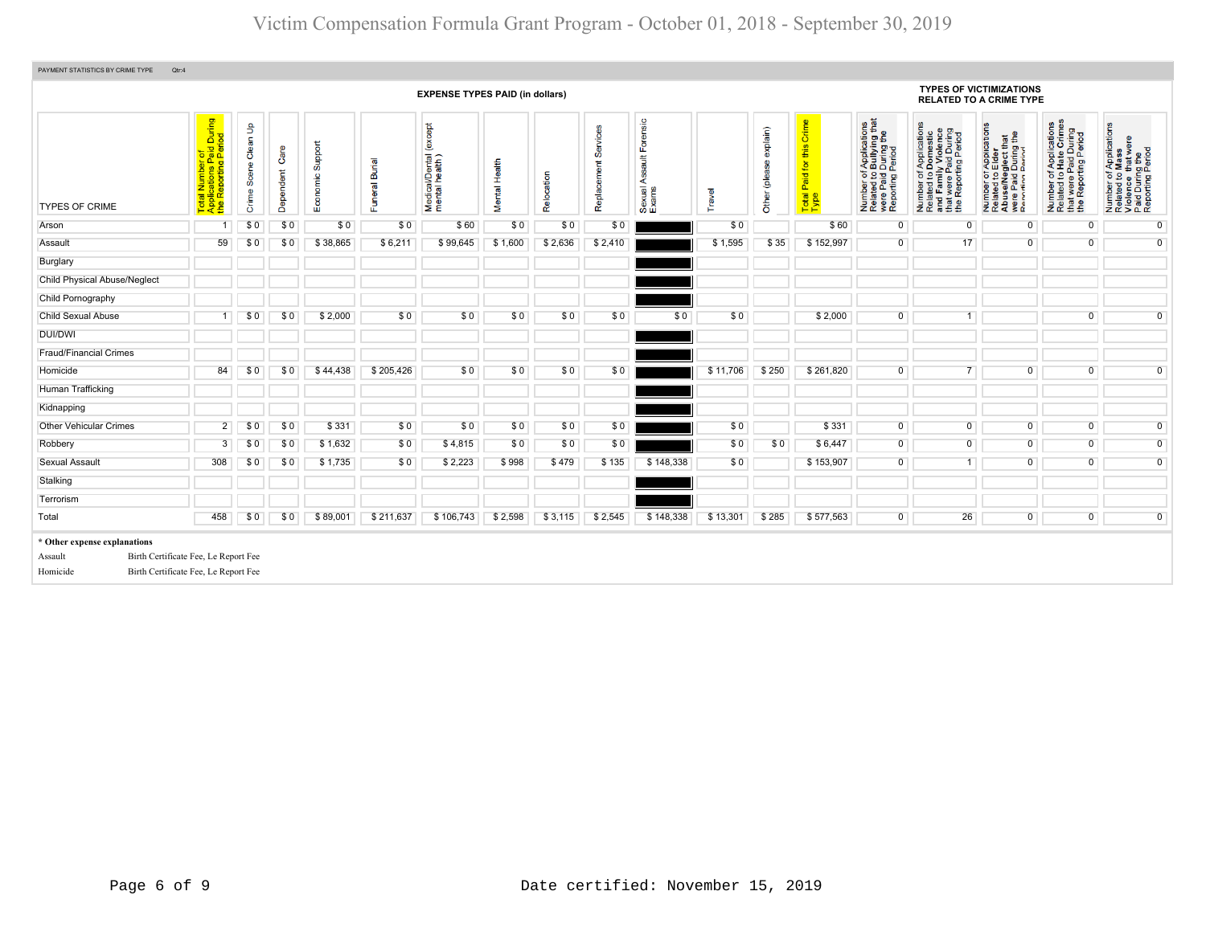# Victim Compensation Formula Grant Program - October 01, 2018 - September 30, 2019

PAYMENT STATISTICS BY CRIME TYPE Qtr:4

| | | | | | | EXPENSE TYPES PAID (in dollars) | | | | | | | | | TYPES OF VICTIMIZATIONS RELATED TO A CRIME TYPE | | | | |
|---|---|---|---|---|---|---|---|---|---|---|---|---|---|---|---|---|---|---|---|
| TYPES OF CRIME | Total Number of Applications Paid During the Reporting Period | Crime Scene Clean Up | Dependent Care | Economic Support | Funeral Burial | Medical/Dental (except mental health) | Mental Health | Relocation | Replacement Services | Sexual Assault Forensic Exams | Travel | Other (please explain) | Total Paid for this Crime Type | Number of Applications Related to Bullying that were Paid During the Reporting Period | Number of Applications Related to Domestic and Family Violence that were Paid During the Reporting Period | Number of Applications Related to Elder Abuse/Neglect that were Paid During the Reporting Period | Number of Applications Related to Hate Crimes that were Paid During the Reporting Period | Number of Applications Related to Mass Violence that were Paid During the Reporting Period |
| Arson | 1 | $ 0 | $ 0 | $ 0 | $ 0 | $ 60 | $ 0 | $ 0 | $ 0 | | $ 0 | | $ 60 | 0 | 0 | 0 | 0 | 0 |
| Assault | 59 | $ 0 | $ 0 | $ 38,865 | $ 6,211 | $ 99,645 | $ 1,600 | $ 2,636 | $ 2,410 | | $ 1,595 | $ 35 | $ 152,997 | 0 | 17 | 0 | 0 | 0 |
| Burglary | | | | | | | | | | | | | | | | | | |
| Child Physical Abuse/Neglect | | | | | | | | | | | | | | | | | | |
| Child Pornography | | | | | | | | | | | | | | | | | | |
| Child Sexual Abuse | 1 | $ 0 | $ 0 | $ 2,000 | $ 0 | $ 0 | $ 0 | $ 0 | $ 0 | $ 0 | $ 0 | | $ 2,000 | 0 | 1 | | 0 | 0 |
| DUI/DWI | | | | | | | | | | | | | | | | | | |
| Fraud/Financial Crimes | | | | | | | | | | | | | | | | | | |
| Homicide | 84 | $ 0 | $ 0 | $ 44,438 | $ 205,426 | $ 0 | $ 0 | $ 0 | $ 0 | | $ 11,706 | $ 250 | $ 261,820 | 0 | 7 | 0 | 0 | 0 |
| Human Trafficking | | | | | | | | | | | | | | | | | | |
| Kidnapping | | | | | | | | | | | | | | | | | | |
| Other Vehicular Crimes | 2 | $ 0 | $ 0 | $ 331 | $ 0 | $ 0 | $ 0 | $ 0 | $ 0 | | $ 0 | | $ 331 | 0 | 0 | 0 | 0 | 0 |
| Robbery | 3 | $ 0 | $ 0 | $ 1,632 | $ 0 | $ 4,815 | $ 0 | $ 0 | $ 0 | | $ 0 | $ 0 | $ 6,447 | 0 | 0 | 0 | 0 | 0 |
| Sexual Assault | 308 | $ 0 | $ 0 | $ 1,735 | $ 0 | $ 2,223 | $ 998 | $ 479 | $ 135 | $ 148,338 | $ 0 | | $ 153,907 | 0 | 1 | 0 | 0 | 0 |
| Stalking | | | | | | | | | | | | | | | | | | |
| Terrorism | | | | | | | | | | | | | | | | | | |
| Total | 458 | $ 0 | $ 0 | $ 89,001 | $ 211,637 | $ 106,743 | $ 2,598 | $ 3,115 | $ 2,545 | $ 148,338 | $ 13,301 | $ 285 | $ 577,563 | 0 | 26 | 0 | 0 | 0 |

**\* Other expense explanations**

| | |
|---|---|
| Assault | Birth Certificate Fee, Le Report Fee |
| Homicide | Birth Certificate Fee, Le Report Fee |

Date certified: November 15, 2019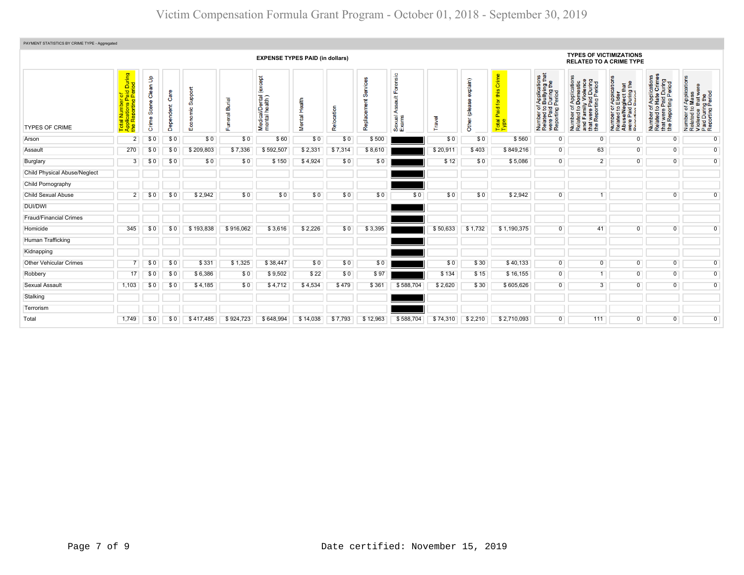# Victim Compensation Formula Grant Program - October 01, 2018 - September 30, 2019

PAYMENT STATISTICS BY CRIME TYPE - Aggregated

| TYPES OF CRIME | Total Number of Applications Paid During the Reporting Period | EXPENSE TYPES PAID (in dollars) | | | | | | | | | | | | Total Paid for this Crime Type | TYPES OF VICTIMIZATIONS RELATED TO A CRIME TYPE | | | | |
|---|---|---|---|---|---|---|---|---|---|---|---|---|---|---|---|---|---|---|---|
| | | Crime Scene Clean Up | Dependent Care | Economic Support | Funeral Burial | Medical/Dental (except mental health ) | Mental Health | Relocation | Replacement Services | Sexual Assault Forensic Exams | Travel | Other (please explain) | | | Number of Applications Related to Bullying that were Paid During the Reporting Period | Number of Applications Related to Domestic and Family Violence that were Paid During the Reporting Period | Number of Applicatons Related to Elder Abuse/Neglect that were Paid During the Reporting Period | Number of Applications Related to Hate Crimes that were Paid During the Reporting Period | Number of Applications Related to Mass Violence that were Paid During the Reporting Period |
| Arson | 2 | $ 0 | $ 0 | $ 0 | $ 0 | $ 60 | $ 0 | $ 0 | $ 500 | | $ 0 | $ 0 | $ 560 | 0 | 0 | 0 | 0 | 0 |
| Assault | 270 | $ 0 | $ 0 | $ 209,803 | $ 7,336 | $ 592,507 | $ 2,331 | $ 7,314 | $ 8,610 | | $ 20,911 | $ 403 | $ 849,216 | 0 | 63 | 0 | 0 | 0 |
| Burglary | 3 | $ 0 | $ 0 | $ 0 | $ 0 | $ 150 | $ 4,924 | $ 0 | $ 0 | | $ 12 | $ 0 | $ 5,086 | 0 | 2 | 0 | 0 | 0 |
| Child Physical Abuse/Neglect | | | | | | | | | | | | | | | | | | |
| Child Pornography | | | | | | | | | | | | | | | | | | |
| Child Sexual Abuse | 2 | $ 0 | $ 0 | $ 2,942 | $ 0 | $ 0 | $ 0 | $ 0 | $ 0 | $ 0 | $ 0 | $ 0 | $ 2,942 | 0 | 1 | | 0 | 0 |
| DUI/DWI | | | | | | | | | | | | | | | | | | |
| Fraud/Financial Crimes | | | | | | | | | | | | | | | | | | |
| Homicide | 345 | $ 0 | $ 0 | $ 193,838 | $ 916,062 | $ 3,616 | $ 2,226 | $ 0 | $ 3,395 | | $ 50,633 | $ 1,732 | $ 1,190,375 | 0 | 41 | 0 | 0 | 0 |
| Human Trafficking | | | | | | | | | | | | | | | | | | |
| Kidnapping | | | | | | | | | | | | | | | | | | |
| Other Vehicular Crimes | 7 | $ 0 | $ 0 | $ 331 | $ 1,325 | $ 38,447 | $ 0 | $ 0 | $ 0 | | $ 0 | $ 30 | $ 40,133 | 0 | 0 | 0 | 0 | 0 |
| Robbery | 17 | $ 0 | $ 0 | $ 6,386 | $ 0 | $ 9,502 | $ 22 | $ 0 | $ 97 | | $ 134 | $ 15 | $ 16,155 | 0 | 1 | 0 | 0 | 0 |
| Sexual Assault | 1,103 | $ 0 | $ 0 | $ 4,185 | $ 0 | $ 4,712 | $ 4,534 | $ 479 | $ 361 | $ 588,704 | $ 2,620 | $ 30 | $ 605,626 | 0 | 3 | 0 | 0 | 0 |
| Stalking | | | | | | | | | | | | | | | | | | |
| Terrorism | | | | | | | | | | | | | | | | | | |
| Total | 1,749 | $ 0 | $ 0 | $ 417,485 | $ 924,723 | $ 648,994 | $ 14,038 | $ 7,793 | $ 12,963 | $ 588,704 | $ 74,310 | $ 2,210 | $ 2,710,093 | 0 | 111 | 0 | 0 | 0 |

Date certified: November 15, 2019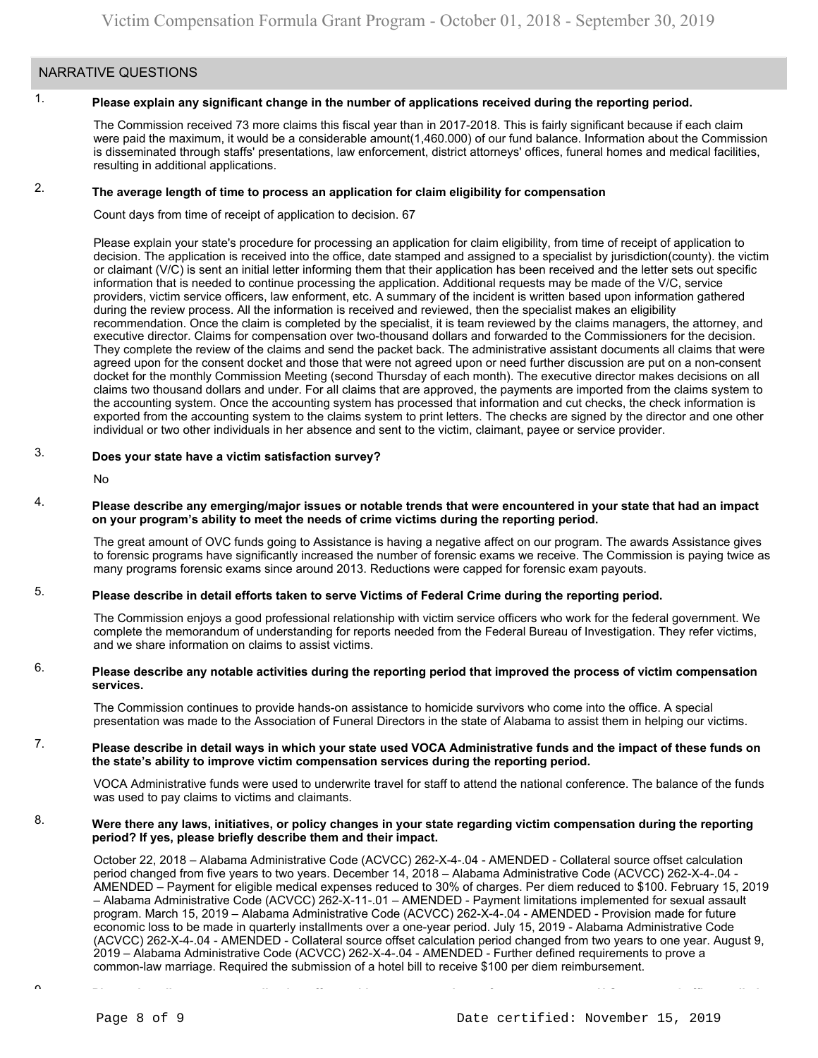## NARRATIVE QUESTIONS

1. **Please explain any significant change in the number of applications received during the reporting period.**

   The Commission received 73 more claims this fiscal year than in 2017-2018. This is fairly significant because if each claim were paid the maximum, it would be a considerable amount(1,460.000) of our fund balance. Information about the Commission is disseminated through staffs' presentations, law enforcement, district attorneys' offices, funeral homes and medical facilities, resulting in additional applications.

2. **The average length of time to process an application for claim eligibility for compensation**

   Count days from time of receipt of application to decision. 67

   Please explain your state's procedure for processing an application for claim eligibility, from time of receipt of application to decision. The application is received into the office, date stamped and assigned to a specialist by jurisdiction(county). the victim or claimant (V/C) is sent an initial letter informing them that their application has been received and the letter sets out specific information that is needed to continue processing the application. Additional requests may be made of the V/C, service providers, victim service officers, law enforment, etc. A summary of the incident is written based upon information gathered during the review process. All the information is received and reviewed, then the specialist makes an eligibility recommendation. Once the claim is completed by the specialist, it is team reviewed by the claims managers, the attorney, and executive director. Claims for compensation over two-thousand dollars and forwarded to the Commissioners for the decision. They complete the review of the claims and send the packet back. The administrative assistant documents all claims that were agreed upon for the consent docket and those that were not agreed upon or need further discussion are put on a non-consent docket for the monthly Commission Meeting (second Thursday of each month). The executive director makes decisions on all claims two thousand dollars and under. For all claims that are approved, the payments are imported from the claims system to the accounting system. Once the accounting system has processed that information and cut checks, the check information is exported from the accounting system to the claims system to print letters. The checks are signed by the director and one other individual or two other individuals in her absence and sent to the victim, claimant, payee or service provider.

3. **Does your state have a victim satisfaction survey?**

   No

4. **Please describe any emerging/major issues or notable trends that were encountered in your state that had an impact on your program's ability to meet the needs of crime victims during the reporting period.**

   The great amount of OVC funds going to Assistance is having a negative affect on our program. The awards Assistance gives to forensic programs have significantly increased the number of forensic exams we receive. The Commission is paying twice as many programs forensic exams since around 2013. Reductions were capped for forensic exam payouts.

5. **Please describe in detail efforts taken to serve Victims of Federal Crime during the reporting period.**

   The Commission enjoys a good professional relationship with victim service officers who work for the federal government. We complete the memorandum of understanding for reports needed from the Federal Bureau of Investigation. They refer victims, and we share information on claims to assist victims.

6. **Please describe any notable activities during the reporting period that improved the process of victim compensation services.**

   The Commission continues to provide hands-on assistance to homicide survivors who come into the office. A special presentation was made to the Association of Funeral Directors in the state of Alabama to assist them in helping our victims.

7. **Please describe in detail ways in which your state used VOCA Administrative funds and the impact of these funds on the state's ability to improve victim compensation services during the reporting period.**

   VOCA Administrative funds were used to underwrite travel for staff to attend the national conference. The balance of the funds was used to pay claims to victims and claimants.

8. **Were there any laws, initiatives, or policy changes in your state regarding victim compensation during the reporting period? If yes, please briefly describe them and their impact.**

   October 22, 2018 – Alabama Administrative Code (ACVCC) 262-X-4-.04 - AMENDED - Collateral source offset calculation period changed from five years to two years. December 14, 2018 – Alabama Administrative Code (ACVCC) 262-X-4-.04 - AMENDED – Payment for eligible medical expenses reduced to 30% of charges. Per diem reduced to $100. February 15, 2019 – Alabama Administrative Code (ACVCC) 262-X-11-.01 – AMENDED - Payment limitations implemented for sexual assault program. March 15, 2019 – Alabama Administrative Code (ACVCC) 262-X-4-.04 - AMENDED - Provision made for future economic loss to be made in quarterly installments over a one-year period. July 15, 2019 - Alabama Administrative Code (ACVCC) 262-X-4-.04 - AMENDED - Collateral source offset calculation period changed from two years to one year. August 9, 2019 – Alabama Administrative Code (ACVCC) 262-X-4-.04 - AMENDED - Further defined requirements to prove a common-law marriage. Required the submission of a hotel bill to receive $100 per diem reimbursement.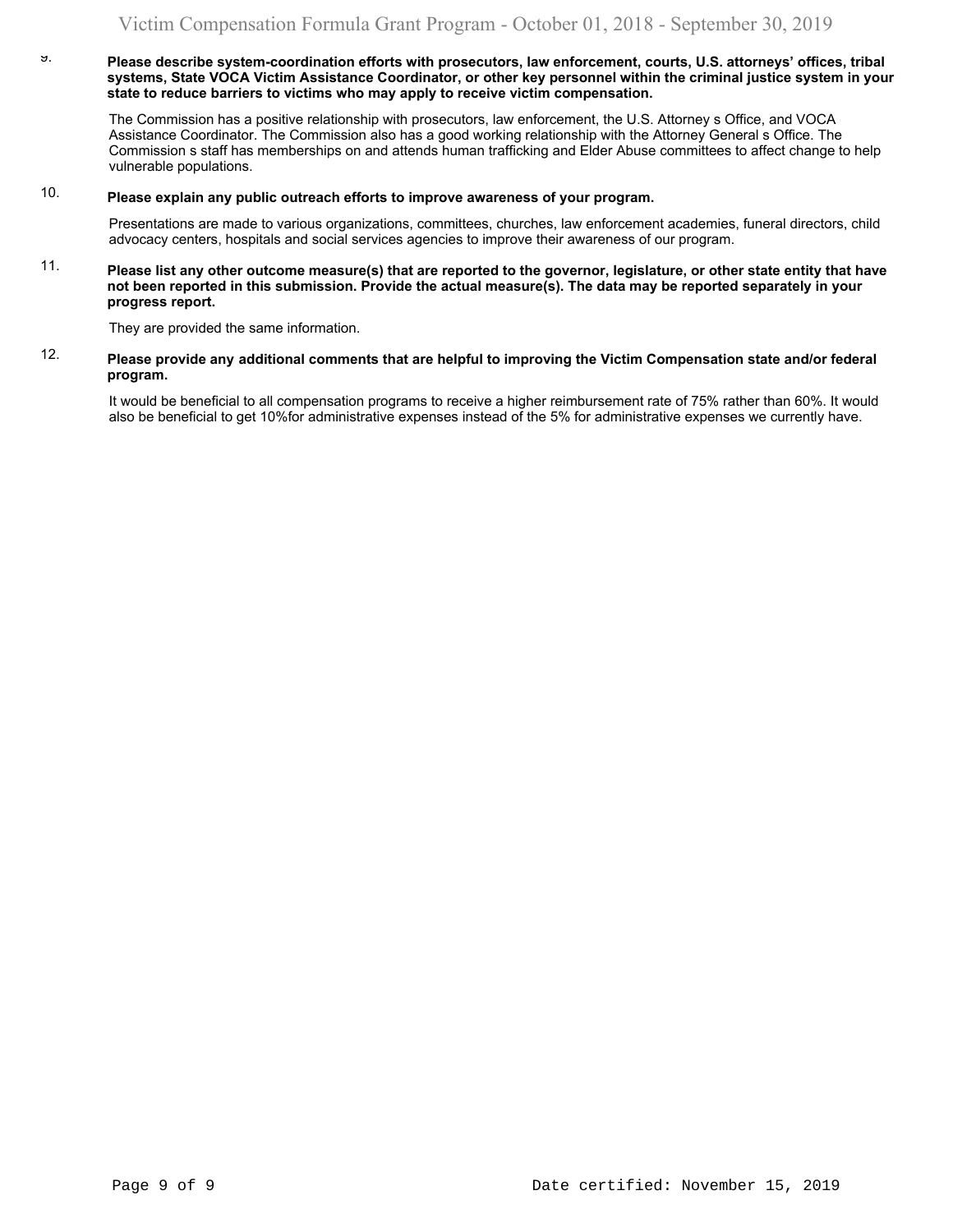9. **Please describe system-coordination efforts with prosecutors, law enforcement, courts, U.S. attorneys' offices, tribal systems, State VOCA Victim Assistance Coordinator, or other key personnel within the criminal justice system in your state to reduce barriers to victims who may apply to receive victim compensation.**

   The Commission has a positive relationship with prosecutors, law enforcement, the U.S. Attorney s Office, and VOCA Assistance Coordinator. The Commission also has a good working relationship with the Attorney General s Office. The Commission s staff has memberships on and attends human trafficking and Elder Abuse committees to affect change to help vulnerable populations.

10. **Please explain any public outreach efforts to improve awareness of your program.**

    Presentations are made to various organizations, committees, churches, law enforcement academies, funeral directors, child advocacy centers, hospitals and social services agencies to improve their awareness of our program.

11. **Please list any other outcome measure(s) that are reported to the governor, legislature, or other state entity that have not been reported in this submission. Provide the actual measure(s). The data may be reported separately in your progress report.**

    They are provided the same information.

12. **Please provide any additional comments that are helpful to improving the Victim Compensation state and/or federal program.**

    It would be beneficial to all compensation programs to receive a higher reimbursement rate of 75% rather than 60%. It would also be beneficial to get 10%for administrative expenses instead of the 5% for administrative expenses we currently have.

Date certified: November 15, 2019